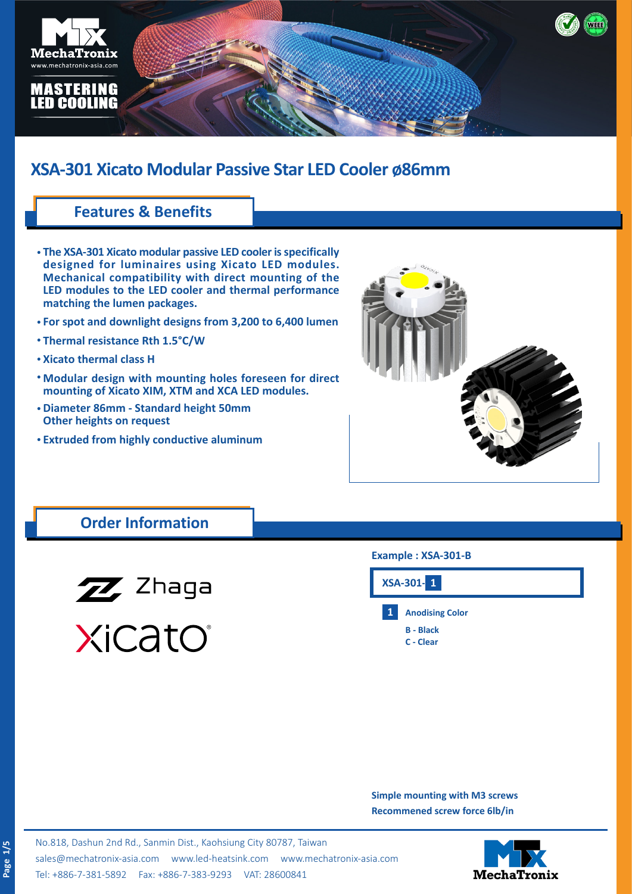# XSA-301 Xicato Modular Passive Star LED Cooler ø86mm

## Features & Benefits

- The XSA-301 Xicato modular passive LED cooler is specifically designed for luminaires using Xicato LED modules. Mechanical compatibility with direct mounting of the LED modules to the LED cooler and thermal performance matching the lumen packages.
- For spot and downlight designs from 3,200 to 6,400 lumen
- Thermal resistance Rth 1.5°C/W
- Xicato thermal class H
- Modular design with mounting holes foreseen for direct mounting of Xicato XIM, XTM and XCA LED modules.
- Diameter 86mm - Standard height 50mm
  Other heights on request
- Extruded from highly conductive aluminum

## Order Information

**Example : XSA-301-B**

**XSA-301- 1**

**1** Anodising Color

- B - Black
- C - Clear

**Simple mounting with M3 screws**
**Recommened screw force 6lb/in**

No.818, Dashun 2nd Rd., Sanmin Dist., Kaohsiung City 80787, Taiwan
sales@mechatronix-asia.com www.led-heatsink.com www.mechatronix-asia.com
Tel: +886-7-381-5892 Fax: +886-7-383-9293 VAT: 28600841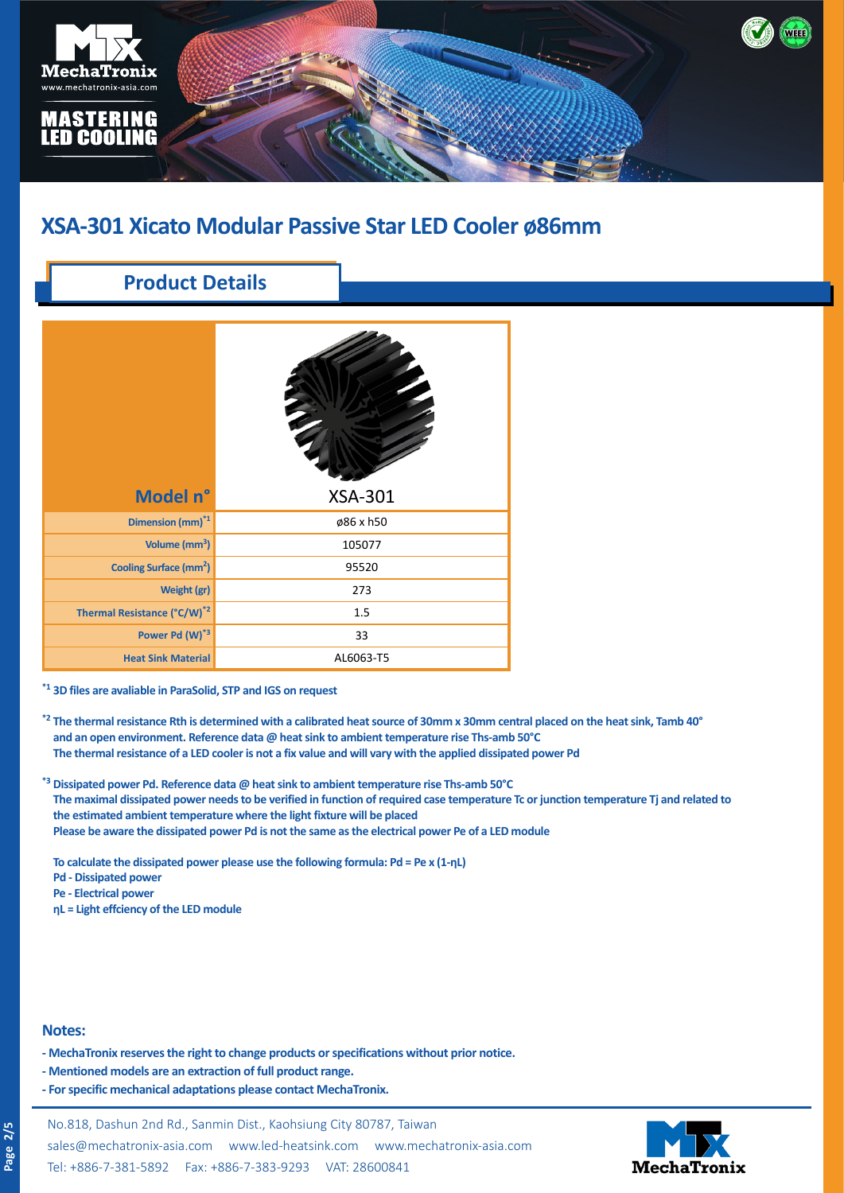# XSA-301 Xicato Modular Passive Star LED Cooler ø86mm

## Product Details

| Model n° | XSA-301 |
|---|---|
| Dimension (mm) [*1] | ø86 x h50 |
| Volume ($mm^3$) | 105077 |
| Cooling Surface ($mm^2$) | 95520 |
| Weight (gr) | 273 |
| Thermal Resistance (°C/W) [*2] | 1.5 |
| Power Pd (W) [*3] | 33 |
| Heat Sink Material | AL6063-T5 |

[*1] **3D files are avaliable in ParaSolid, STP and IGS on request**

[*2] **The thermal resistance Rth is determined with a calibrated heat source of 30mm x 30mm central placed on the heat sink, Tamb 40° and an open environment. Reference data @ heat sink to ambient temperature rise Ths-amb 50°C**
**The thermal resistance of a LED cooler is not a fix value and will vary with the applied dissipated power Pd**

[*3] **Dissipated power Pd. Reference data @ heat sink to ambient temperature rise Ths-amb 50°C**
**The maximal dissipated power needs to be verified in function of required case temperature Tc or junction temperature Tj and related to the estimated ambient temperature where the light fixture will be placed**
**Please be aware the dissipated power Pd is not the same as the electrical power Pe of a LED module**

**To calculate the dissipated power please use the following formula: $Pd = Pe \times (1-\eta L)$**
**Pd - Dissipated power**
**Pe - Electrical power**
**ηL = Light effciency of the LED module**

### Notes:

- **MechaTronix reserves the right to change products or specifications without prior notice.**
- **Mentioned models are an extraction of full product range.**
- **For specific mechanical adaptations please contact MechaTronix.**

No.818, Dashun 2nd Rd., Sanmin Dist., Kaohsiung City 80787, Taiwan
sales@mechatronix-asia.com www.led-heatsink.com www.mechatronix-asia.com
Tel: +886-7-381-5892 Fax: +886-7-383-9293 VAT: 28600841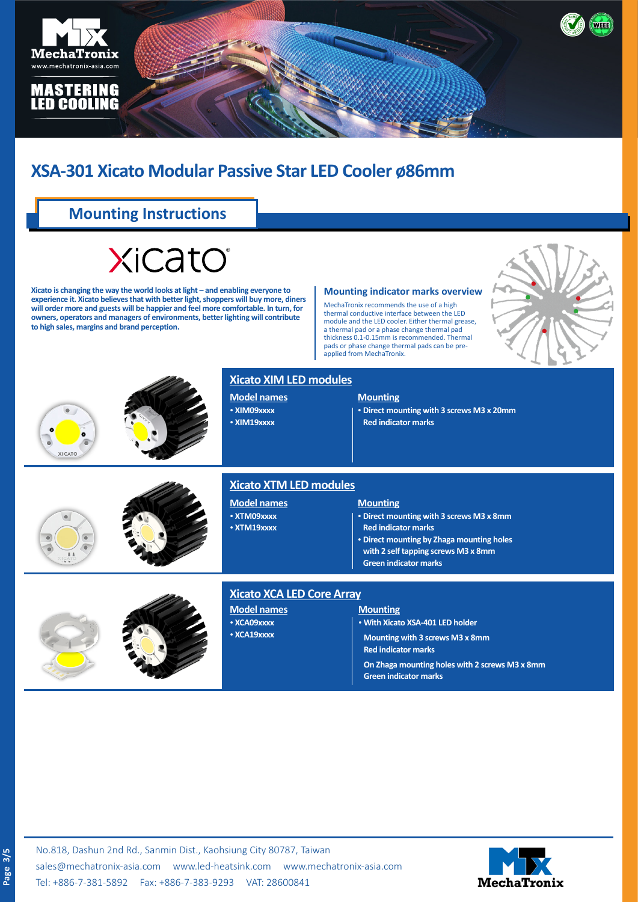# XSA-301 Xicato Modular Passive Star LED Cooler ø86mm

## Mounting Instructions

**Xicato is changing the way the world looks at light – and enabling everyone to experience it. Xicato believes that with better light, shoppers will buy more, diners will order more and guests will be happier and feel more comfortable. In turn, for owners, operators and managers of environments, better lighting will contribute to high sales, margins and brand perception.**

### Mounting indicator marks overview

MechaTronix recommends the use of a high thermal conductive interface between the LED module and the LED cooler. Either thermal grease, a thermal pad or a phase change thermal pad thickness 0.1-0.15mm is recommended. Thermal pads or phase change thermal pads can be pre-applied from MechaTronix.

### Xicato XIM LED modules

| Model names | Mounting |
| --- | --- |
| • XIM09xxxx<br>• XIM19xxxx | • Direct mounting with 3 screws M3 x 20mm<br>Red indicator marks |

### Xicato XTM LED modules

| Model names | Mounting |
| --- | --- |
| • XTM09xxxx<br>• XTM19xxxx | • Direct mounting with 3 screws M3 x 8mm<br>Red indicator marks<br>• Direct mounting by Zhaga mounting holes with 2 self tapping screws M3 x 8mm<br>Green indicator marks |

### Xicato XCA LED Core Array

| Model names | Mounting |
| --- | --- |
| • XCA09xxxx<br>• XCA19xxxx | • With Xicato XSA-401 LED holder<br>Mounting with 3 screws M3 x 8mm<br>Red indicator marks<br>On Zhaga mounting holes with 2 screws M3 x 8mm<br>Green indicator marks |

No.818, Dashun 2nd Rd., Sanmin Dist., Kaohsiung City 80787, Taiwan
sales@mechatronix-asia.com www.led-heatsink.com www.mechatronix-asia.com
Tel: +886-7-381-5892 Fax: +886-7-383-9293 VAT: 28600841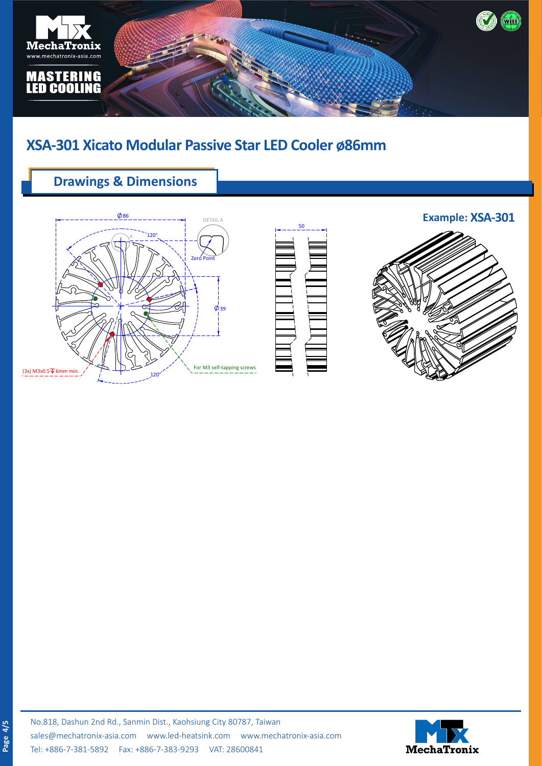# XSA-301 Xicato Modular Passive Star LED Cooler ø86mm

## Drawings & Dimensions

Ø86

DETAIL A

120°

A

Zero Point

Ø39

50

(3x) M3x0.5 ↧ 6mm min.

For M3 self-tapping screws

120°

**Example: XSA-301**

No.818, Dashun 2nd Rd., Sanmin Dist., Kaohsiung City 80787, Taiwan
sales@mechatronix-asia.com www.led-heatsink.com www.mechatronix-asia.com
Tel: +886-7-381-5892 Fax: +886-7-383-9293 VAT: 28600841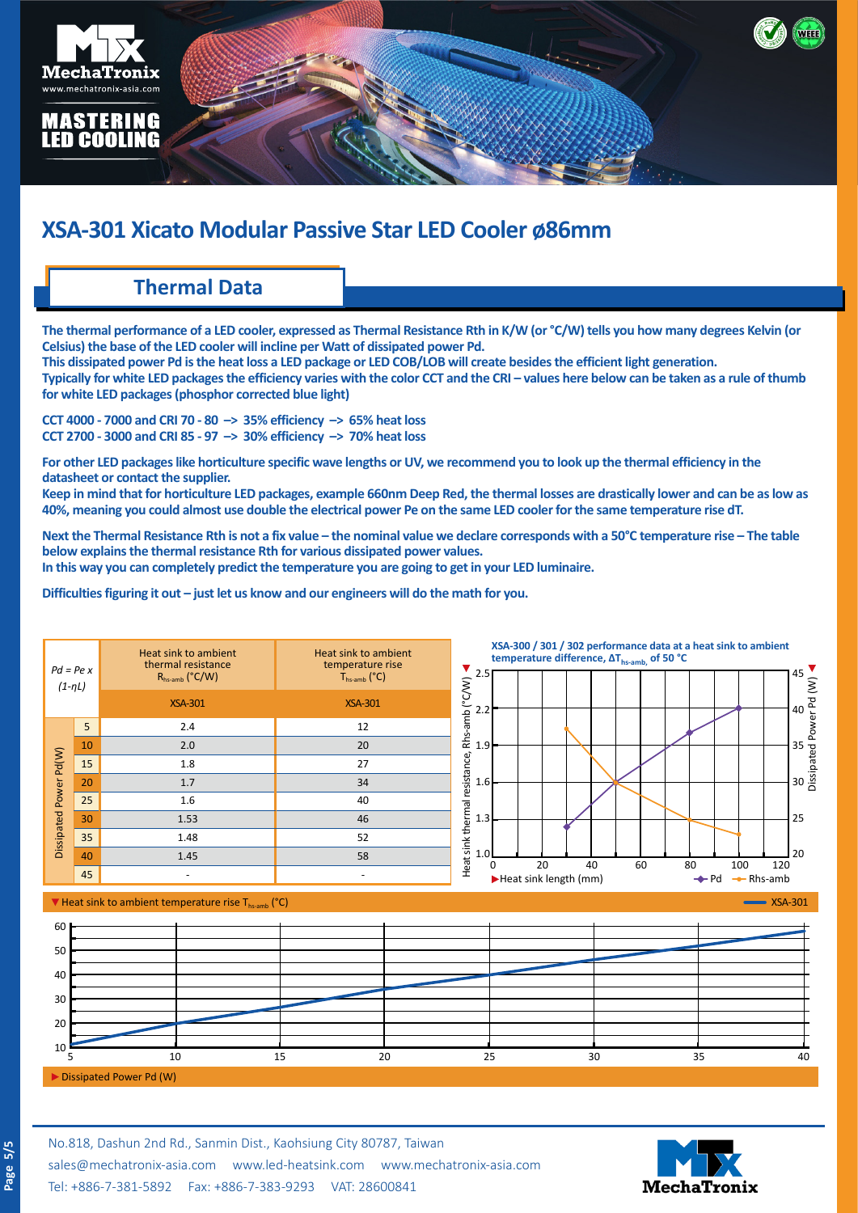MechaTronix
www.mechatronix-asia.com

MASTERING LED COOLING

# XSA-301 Xicato Modular Passive Star LED Cooler ø86mm

## Thermal Data

**The thermal performance of a LED cooler, expressed as Thermal Resistance Rth in K/W (or °C/W) tells you how many degrees Kelvin (or Celsius) the base of the LED cooler will incline per Watt of dissipated power Pd.**
**This dissipated power Pd is the heat loss a LED package or LED COB/LOB will create besides the efficient light generation.**
**Typically for white LED packages the efficiency varies with the color CCT and the CRI – values here below can be taken as a rule of thumb for white LED packages (phosphor corrected blue light)**

**CCT 4000 - 7000 and CRI 70 - 80 –> 35% efficiency –> 65% heat loss**
**CCT 2700 - 3000 and CRI 85 - 97 –> 30% efficiency –> 70% heat loss**

**For other LED packages like horticulture specific wave lengths or UV, we recommend you to look up the thermal efficiency in the datasheet or contact the supplier.**
**Keep in mind that for horticulture LED packages, example 660nm Deep Red, the thermal losses are drastically lower and can be as low as 40%, meaning you could almost use double the electrical power Pe on the same LED cooler for the same temperature rise dT.**

**Next the Thermal Resistance Rth is not a fix value – the nominal value we declare corresponds with a 50°C temperature rise – The table below explains the thermal resistance Rth for various dissipated power values.**
**In this way you can completely predict the temperature you are going to get in your LED luminaire.**

**Difficulties figuring it out – just let us know and our engineers will do the math for you.**

| $Pd = Pe \times (1-\eta L)$ | | Heat sink to ambient thermal resistance $R_{hs\text{-}amb}$ (°C/W) | Heat sink to ambient temperature rise $T_{hs\text{-}amb}$ (°C) |
|---|---|---|---|
| | | XSA-301 | XSA-301 |
| Dissipated Power Pd(W) | 5 | 2.4 | 12 |
| | 10 | 2.0 | 20 |
| | 15 | 1.8 | 27 |
| | 20 | 1.7 | 34 |
| | 25 | 1.6 | 40 |
| | 30 | 1.53 | 46 |
| | 35 | 1.48 | 52 |
| | 40 | 1.45 | 58 |
| | 45 | - | - |

XSA-300 / 301 / 302 performance data at a heat sink to ambient temperature difference, $\Delta T_{hs\text{-}amb}$ of 50 °C

Heat sink thermal resistance, Rhs-amb (°C/W)
2.5
2.2
1.9
1.6
1.3
1.0

Dissipated Power Pd (W)
45
40
35
30
25
20

0 20 40 60 80 100 120
Heat sink length (mm)
Pd
Rhs-amb

Heat sink to ambient temperature rise $T_{hs\text{-}amb}$ (°C)
XSA-301
60
50
40
30
20
10
5 10 15 20 25 30 35 40
Dissipated Power Pd (W)

No.818, Dashun 2nd Rd., Sanmin Dist., Kaohsiung City 80787, Taiwan
sales@mechatronix-asia.com www.led-heatsink.com www.mechatronix-asia.com
Tel: +886-7-381-5892 Fax: +886-7-383-9293 VAT: 28600841